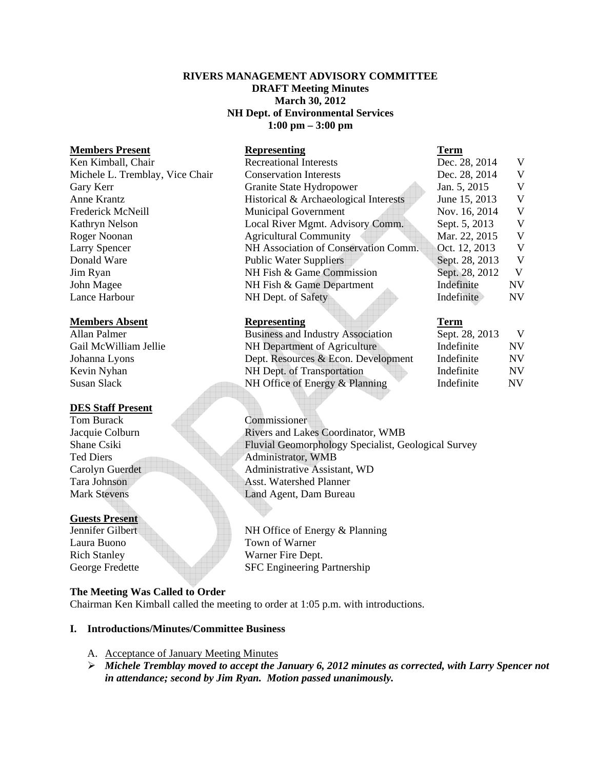**RIVERS MANAGEMENT ADVISORY COMMITTEE**
**DRAFT Meeting Minutes**
**March 30, 2012**
**NH Dept. of Environmental Services**
**1:00 pm – 3:00 pm**

| **Members Present** | **Representing** | **Term** | |
|---|---|---|---|
| Ken Kimball, Chair | Recreational Interests | Dec. 28, 2014 | V |
| Michele L. Tremblay, Vice Chair | Conservation Interests | Dec. 28, 2014 | V |
| Gary Kerr | Granite State Hydropower | Jan. 5, 2015 | V |
| Anne Krantz | Historical & Archaeological Interests | June 15, 2013 | V |
| Frederick McNeill | Municipal Government | Nov. 16, 2014 | V |
| Kathryn Nelson | Local River Mgmt. Advisory Comm. | Sept. 5, 2013 | V |
| Roger Noonan | Agricultural Community | Mar. 22, 2015 | V |
| Larry Spencer | NH Association of Conservation Comm. | Oct. 12, 2013 | V |
| Donald Ware | Public Water Suppliers | Sept. 28, 2013 | V |
| Jim Ryan | NH Fish & Game Commission | Sept. 28, 2012 | V |
| John Magee | NH Fish & Game Department | Indefinite | NV |
| Lance Harbour | NH Dept. of Safety | Indefinite | NV |

| **Members Absent** | **Representing** | **Term** | |
|---|---|---|---|
| Allan Palmer | Business and Industry Association | Sept. 28, 2013 | V |
| Gail McWilliam Jellie | NH Department of Agriculture | Indefinite | NV |
| Johanna Lyons | Dept. Resources & Econ. Development | Indefinite | NV |
| Kevin Nyhan | NH Dept. of Transportation | Indefinite | NV |
| Susan Slack | NH Office of Energy & Planning | Indefinite | NV |

**DES Staff Present**

| | |
|---|---|
| Tom Burack | Commissioner |
| Jacquie Colburn | Rivers and Lakes Coordinator, WMB |
| Shane Csiki | Fluvial Geomorphology Specialist, Geological Survey |
| Ted Diers | Administrator, WMB |
| Carolyn Guerdet | Administrative Assistant, WD |
| Tara Johnson | Asst. Watershed Planner |
| Mark Stevens | Land Agent, Dam Bureau |

**Guests Present**

| | |
|---|---|
| Jennifer Gilbert | NH Office of Energy & Planning |
| Laura Buono | Town of Warner |
| Rich Stanley | Warner Fire Dept. |
| George Fredette | SFC Engineering Partnership |

**The Meeting Was Called to Order**

Chairman Ken Kimball called the meeting to order at 1:05 p.m. with introductions.

## I. Introductions/Minutes/Committee Business

A. Acceptance of January Meeting Minutes

- ***Michele Tremblay moved to accept the January 6, 2012 minutes as corrected, with Larry Spencer not in attendance; second by Jim Ryan. Motion passed unanimously.***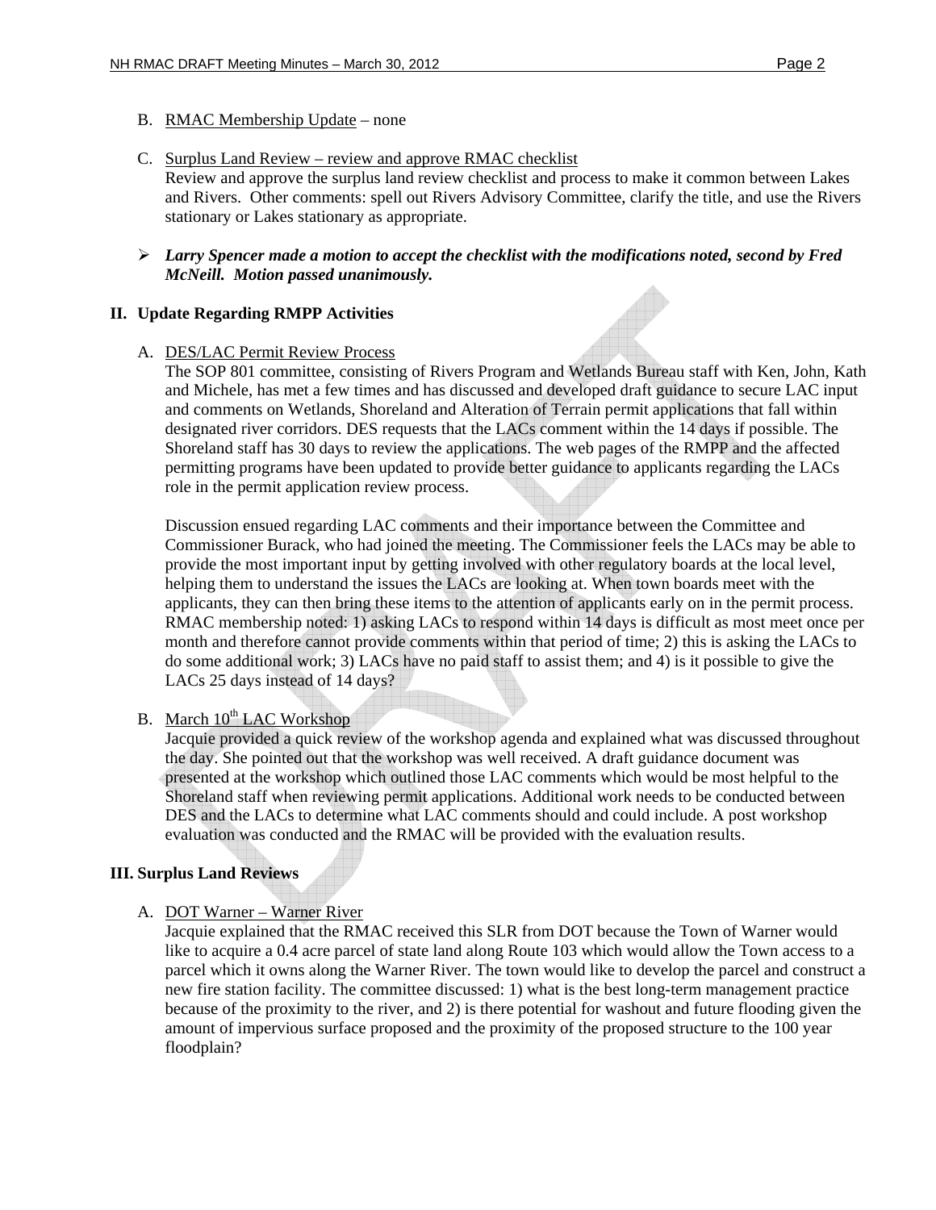B. RMAC Membership Update – none

C. Surplus Land Review – review and approve RMAC checklist
   Review and approve the surplus land review checklist and process to make it common between Lakes and Rivers. Other comments: spell out Rivers Advisory Committee, clarify the title, and use the Rivers stationary or Lakes stationary as appropriate.

- ***Larry Spencer made a motion to accept the checklist with the modifications noted, second by Fred McNeill. Motion passed unanimously.***

## II. Update Regarding RMPP Activities

A. DES/LAC Permit Review Process
   The SOP 801 committee, consisting of Rivers Program and Wetlands Bureau staff with Ken, John, Kath and Michele, has met a few times and has discussed and developed draft guidance to secure LAC input and comments on Wetlands, Shoreland and Alteration of Terrain permit applications that fall within designated river corridors. DES requests that the LACs comment within the 14 days if possible. The Shoreland staff has 30 days to review the applications. The web pages of the RMPP and the affected permitting programs have been updated to provide better guidance to applicants regarding the LACs role in the permit application review process.

   Discussion ensued regarding LAC comments and their importance between the Committee and Commissioner Burack, who had joined the meeting. The Commissioner feels the LACs may be able to provide the most important input by getting involved with other regulatory boards at the local level, helping them to understand the issues the LACs are looking at. When town boards meet with the applicants, they can then bring these items to the attention of applicants early on in the permit process. RMAC membership noted: 1) asking LACs to respond within 14 days is difficult as most meet once per month and therefore cannot provide comments within that period of time; 2) this is asking the LACs to do some additional work; 3) LACs have no paid staff to assist them; and 4) is it possible to give the LACs 25 days instead of 14 days?

B. March 10th LAC Workshop
   Jacquie provided a quick review of the workshop agenda and explained what was discussed throughout the day. She pointed out that the workshop was well received. A draft guidance document was presented at the workshop which outlined those LAC comments which would be most helpful to the Shoreland staff when reviewing permit applications. Additional work needs to be conducted between DES and the LACs to determine what LAC comments should and could include. A post workshop evaluation was conducted and the RMAC will be provided with the evaluation results.

## III. Surplus Land Reviews

A. DOT Warner – Warner River
   Jacquie explained that the RMAC received this SLR from DOT because the Town of Warner would like to acquire a 0.4 acre parcel of state land along Route 103 which would allow the Town access to a parcel which it owns along the Warner River. The town would like to develop the parcel and construct a new fire station facility. The committee discussed: 1) what is the best long-term management practice because of the proximity to the river, and 2) is there potential for washout and future flooding given the amount of impervious surface proposed and the proximity of the proposed structure to the 100 year floodplain?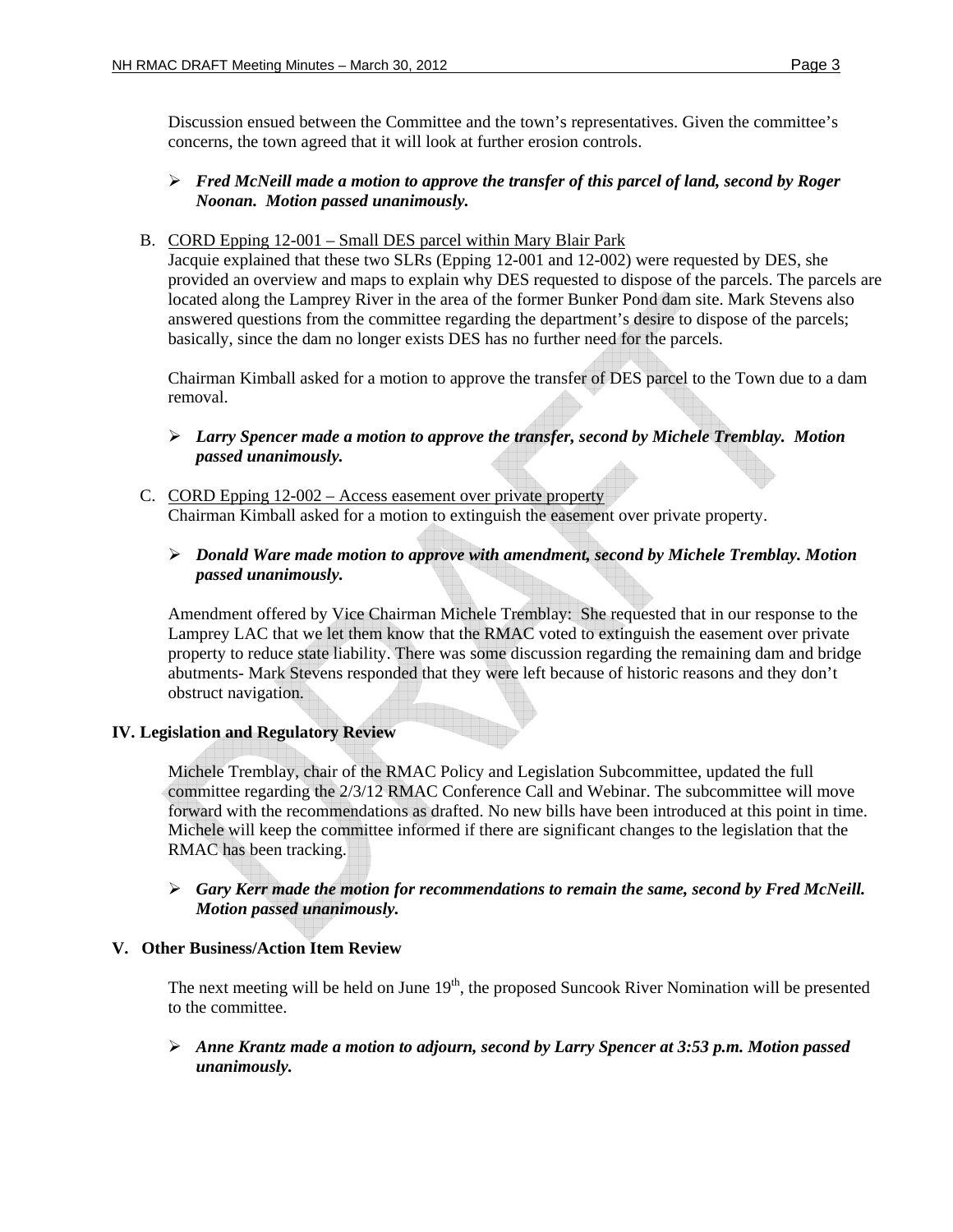Discussion ensued between the Committee and the town's representatives. Given the committee's concerns, the town agreed that it will look at further erosion controls.

- ***Fred McNeill made a motion to approve the transfer of this parcel of land, second by Roger Noonan. Motion passed unanimously.***

B. CORD Epping 12-001 – Small DES parcel within Mary Blair Park

Jacquie explained that these two SLRs (Epping 12-001 and 12-002) were requested by DES, she provided an overview and maps to explain why DES requested to dispose of the parcels. The parcels are located along the Lamprey River in the area of the former Bunker Pond dam site. Mark Stevens also answered questions from the committee regarding the department's desire to dispose of the parcels; basically, since the dam no longer exists DES has no further need for the parcels.

Chairman Kimball asked for a motion to approve the transfer of DES parcel to the Town due to a dam removal.

- ***Larry Spencer made a motion to approve the transfer, second by Michele Tremblay. Motion passed unanimously.***

C. CORD Epping 12-002 – Access easement over private property

Chairman Kimball asked for a motion to extinguish the easement over private property.

- ***Donald Ware made motion to approve with amendment, second by Michele Tremblay. Motion passed unanimously.***

Amendment offered by Vice Chairman Michele Tremblay: She requested that in our response to the Lamprey LAC that we let them know that the RMAC voted to extinguish the easement over private property to reduce state liability. There was some discussion regarding the remaining dam and bridge abutments- Mark Stevens responded that they were left because of historic reasons and they don't obstruct navigation.

## IV. Legislation and Regulatory Review

Michele Tremblay, chair of the RMAC Policy and Legislation Subcommittee, updated the full committee regarding the 2/3/12 RMAC Conference Call and Webinar. The subcommittee will move forward with the recommendations as drafted. No new bills have been introduced at this point in time. Michele will keep the committee informed if there are significant changes to the legislation that the RMAC has been tracking.

- ***Gary Kerr made the motion for recommendations to remain the same, second by Fred McNeill. Motion passed unanimously.***

## V. Other Business/Action Item Review

The next meeting will be held on June 19th, the proposed Suncook River Nomination will be presented to the committee.

- ***Anne Krantz made a motion to adjourn, second by Larry Spencer at 3:53 p.m. Motion passed unanimously.***